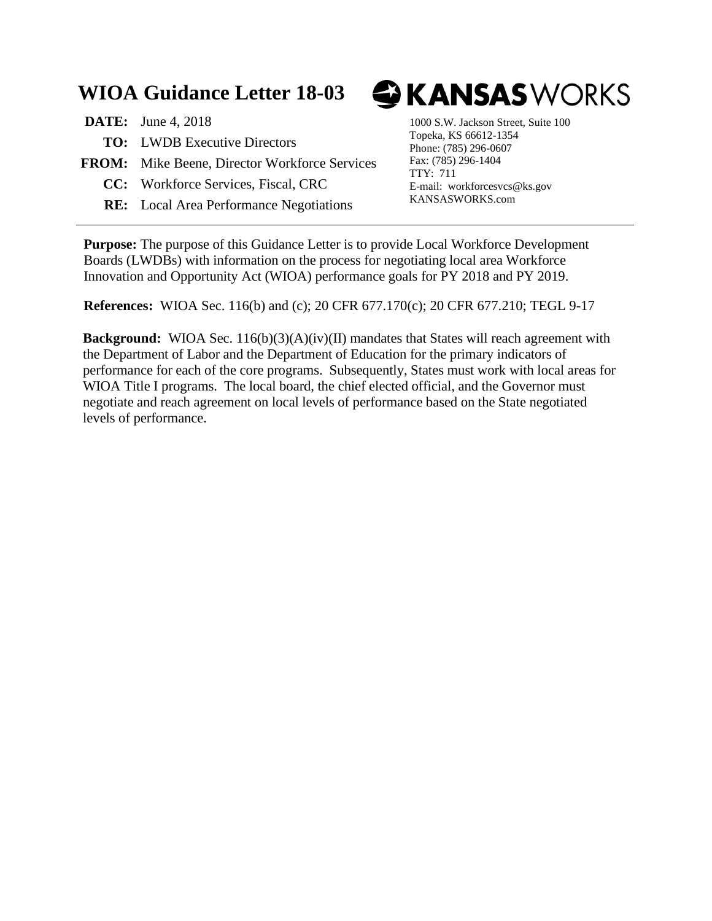# WIOA Guidance Letter 18-03

**KANSASWORKS**

1000 S.W. Jackson Street, Suite 100
Topeka, KS 66612-1354
Phone: (785) 296-0607
Fax: (785) 296-1404
TTY: 711
E-mail: workforcesvcs@ks.gov
KANSASWORKS.com

**DATE:** June 4, 2018

**TO:** LWDB Executive Directors

**FROM:** Mike Beene, Director Workforce Services

**CC:** Workforce Services, Fiscal, CRC

**RE:** Local Area Performance Negotiations

---

**Purpose:** The purpose of this Guidance Letter is to provide Local Workforce Development Boards (LWDBs) with information on the process for negotiating local area Workforce Innovation and Opportunity Act (WIOA) performance goals for PY 2018 and PY 2019.

**References:** WIOA Sec. 116(b) and (c); 20 CFR 677.170(c); 20 CFR 677.210; TEGL 9-17

**Background:** WIOA Sec. 116(b)(3)(A)(iv)(II) mandates that States will reach agreement with the Department of Labor and the Department of Education for the primary indicators of performance for each of the core programs. Subsequently, States must work with local areas for WIOA Title I programs. The local board, the chief elected official, and the Governor must negotiate and reach agreement on local levels of performance based on the State negotiated levels of performance.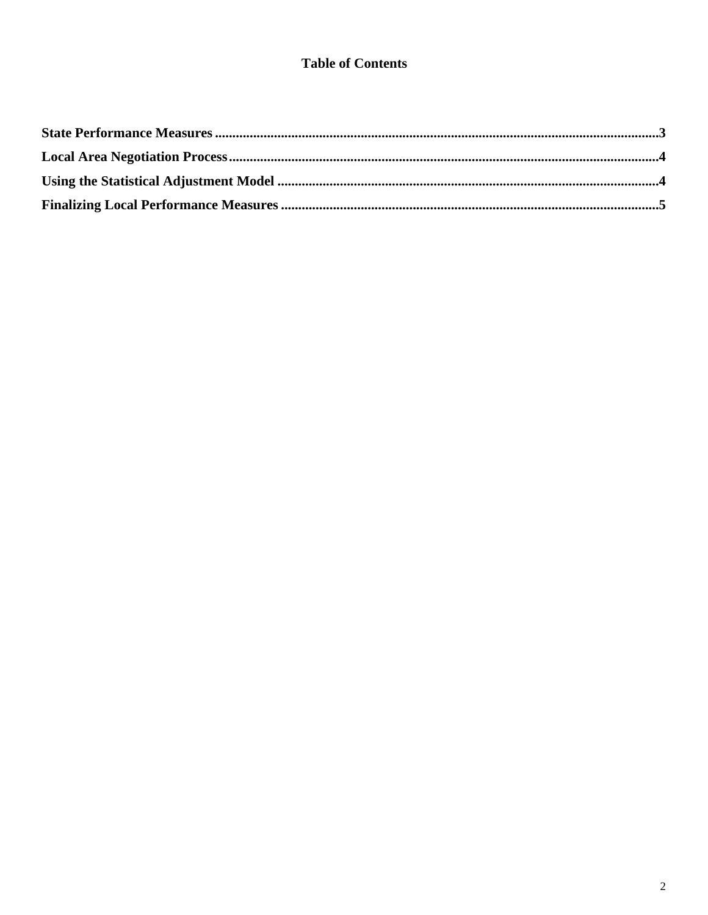# Table of Contents

**State Performance Measures** ................................................................................................................................3

**Local Area Negotiation Process** ............................................................................................................................4

**Using the Statistical Adjustment Model** ...............................................................................................................4

**Finalizing Local Performance Measures** ..............................................................................................................5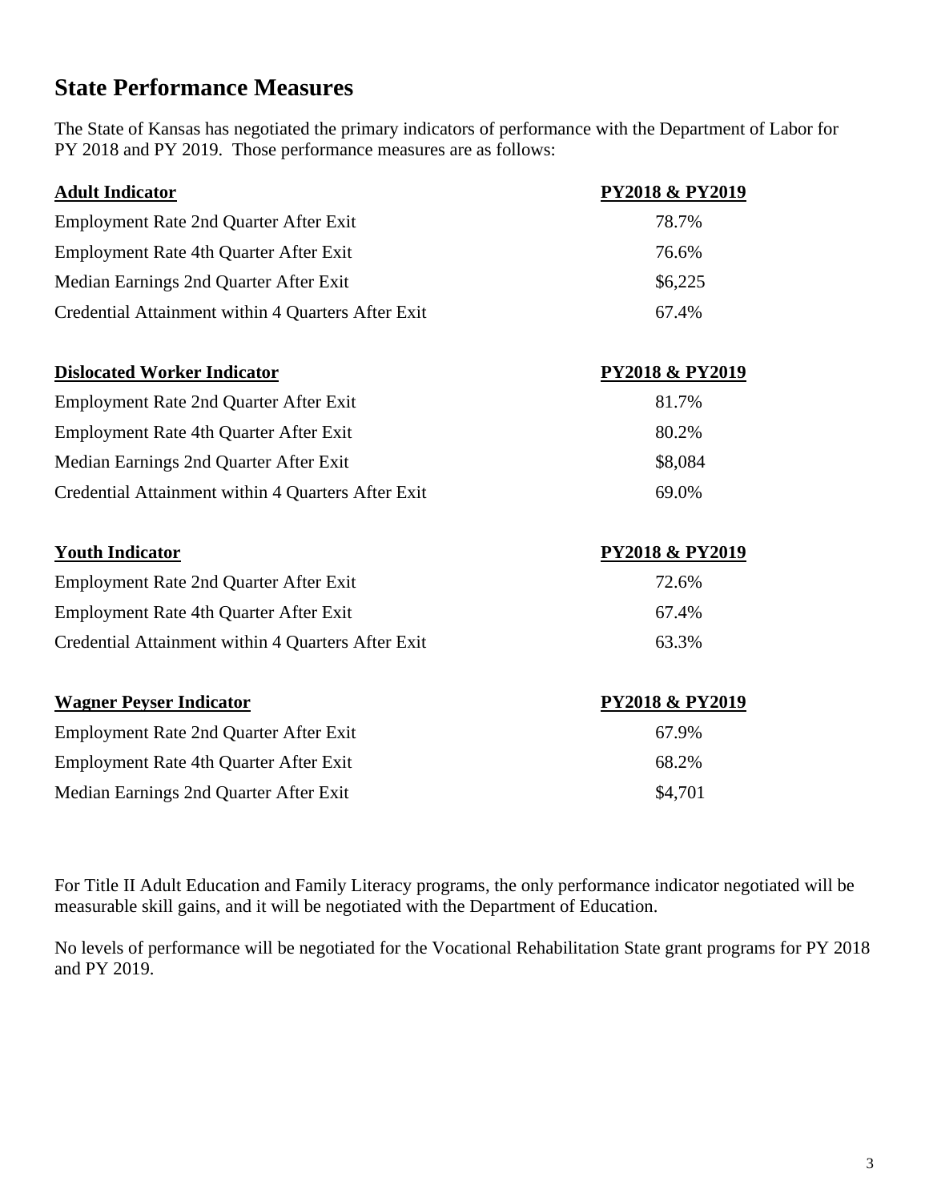## State Performance Measures

The State of Kansas has negotiated the primary indicators of performance with the Department of Labor for PY 2018 and PY 2019. Those performance measures are as follows:

| Adult Indicator | PY2018 & PY2019 |
|---|---|
| Employment Rate 2nd Quarter After Exit | 78.7% |
| Employment Rate 4th Quarter After Exit | 76.6% |
| Median Earnings 2nd Quarter After Exit | $6,225 |
| Credential Attainment within 4 Quarters After Exit | 67.4% |

| Dislocated Worker Indicator | PY2018 & PY2019 |
|---|---|
| Employment Rate 2nd Quarter After Exit | 81.7% |
| Employment Rate 4th Quarter After Exit | 80.2% |
| Median Earnings 2nd Quarter After Exit | $8,084 |
| Credential Attainment within 4 Quarters After Exit | 69.0% |

| Youth Indicator | PY2018 & PY2019 |
|---|---|
| Employment Rate 2nd Quarter After Exit | 72.6% |
| Employment Rate 4th Quarter After Exit | 67.4% |
| Credential Attainment within 4 Quarters After Exit | 63.3% |

| Wagner Peyser Indicator | PY2018 & PY2019 |
|---|---|
| Employment Rate 2nd Quarter After Exit | 67.9% |
| Employment Rate 4th Quarter After Exit | 68.2% |
| Median Earnings 2nd Quarter After Exit | $4,701 |

For Title II Adult Education and Family Literacy programs, the only performance indicator negotiated will be measurable skill gains, and it will be negotiated with the Department of Education.

No levels of performance will be negotiated for the Vocational Rehabilitation State grant programs for PY 2018 and PY 2019.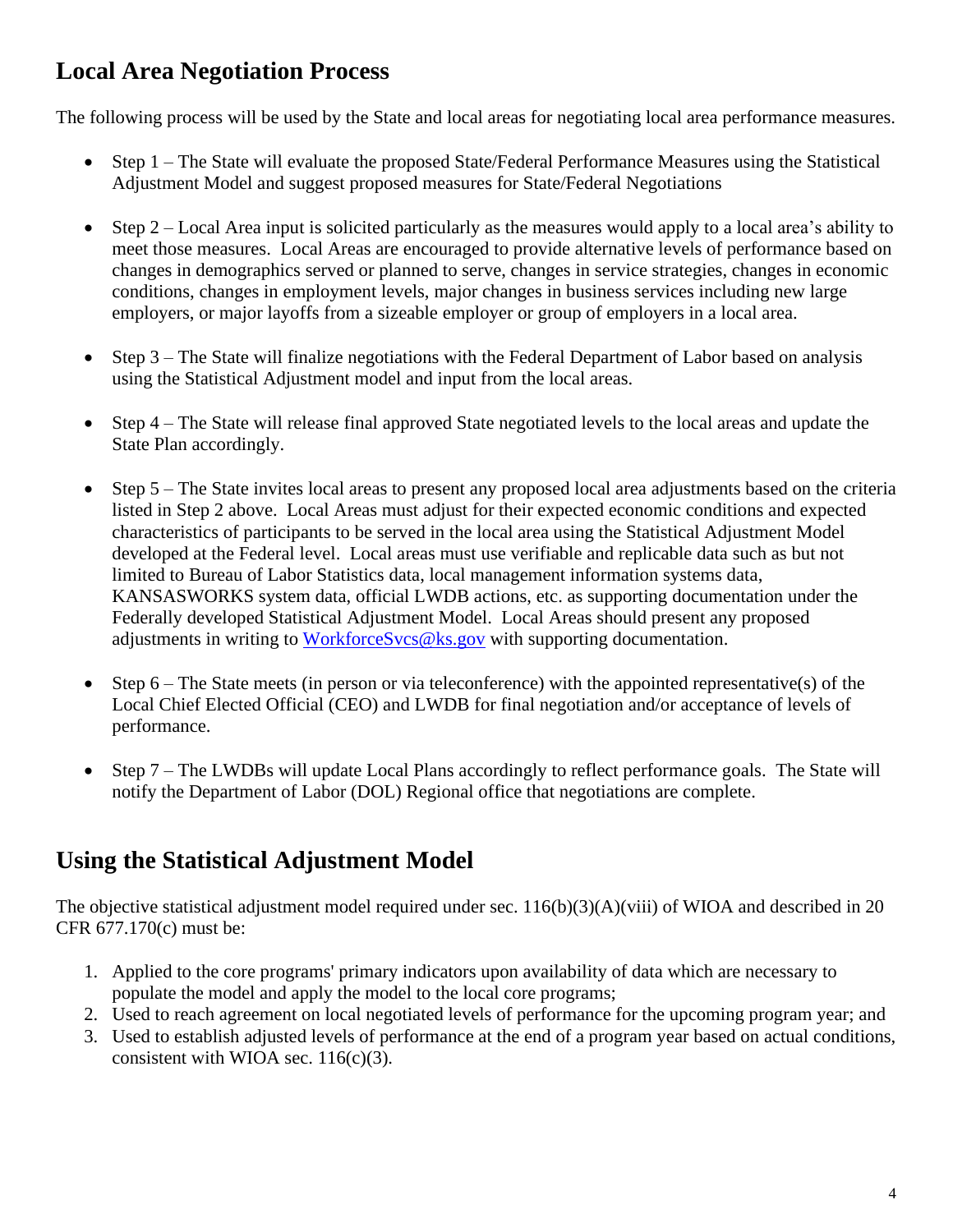## Local Area Negotiation Process

The following process will be used by the State and local areas for negotiating local area performance measures.

- Step 1 – The State will evaluate the proposed State/Federal Performance Measures using the Statistical Adjustment Model and suggest proposed measures for State/Federal Negotiations
- Step 2 – Local Area input is solicited particularly as the measures would apply to a local area's ability to meet those measures. Local Areas are encouraged to provide alternative levels of performance based on changes in demographics served or planned to serve, changes in service strategies, changes in economic conditions, changes in employment levels, major changes in business services including new large employers, or major layoffs from a sizeable employer or group of employers in a local area.
- Step 3 – The State will finalize negotiations with the Federal Department of Labor based on analysis using the Statistical Adjustment model and input from the local areas.
- Step 4 – The State will release final approved State negotiated levels to the local areas and update the State Plan accordingly.
- Step 5 – The State invites local areas to present any proposed local area adjustments based on the criteria listed in Step 2 above. Local Areas must adjust for their expected economic conditions and expected characteristics of participants to be served in the local area using the Statistical Adjustment Model developed at the Federal level. Local areas must use verifiable and replicable data such as but not limited to Bureau of Labor Statistics data, local management information systems data, KANSASWORKS system data, official LWDB actions, etc. as supporting documentation under the Federally developed Statistical Adjustment Model. Local Areas should present any proposed adjustments in writing to WorkforceSvcs@ks.gov with supporting documentation.
- Step 6 – The State meets (in person or via teleconference) with the appointed representative(s) of the Local Chief Elected Official (CEO) and LWDB for final negotiation and/or acceptance of levels of performance.
- Step 7 – The LWDBs will update Local Plans accordingly to reflect performance goals. The State will notify the Department of Labor (DOL) Regional office that negotiations are complete.

## Using the Statistical Adjustment Model

The objective statistical adjustment model required under sec. 116(b)(3)(A)(viii) of WIOA and described in 20 CFR 677.170(c) must be:

1. Applied to the core programs' primary indicators upon availability of data which are necessary to populate the model and apply the model to the local core programs;
2. Used to reach agreement on local negotiated levels of performance for the upcoming program year; and
3. Used to establish adjusted levels of performance at the end of a program year based on actual conditions, consistent with WIOA sec. 116(c)(3).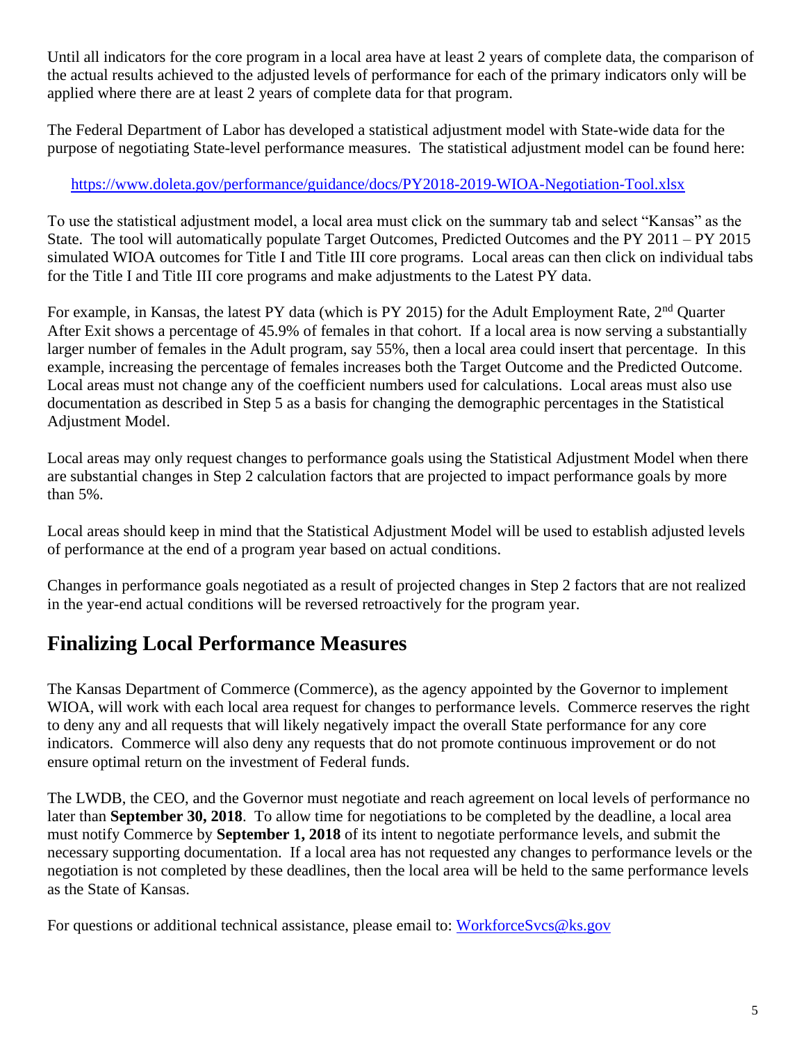Until all indicators for the core program in a local area have at least 2 years of complete data, the comparison of the actual results achieved to the adjusted levels of performance for each of the primary indicators only will be applied where there are at least 2 years of complete data for that program.

The Federal Department of Labor has developed a statistical adjustment model with State-wide data for the purpose of negotiating State-level performance measures. The statistical adjustment model can be found here:

https://www.doleta.gov/performance/guidance/docs/PY2018-2019-WIOA-Negotiation-Tool.xlsx

To use the statistical adjustment model, a local area must click on the summary tab and select "Kansas" as the State. The tool will automatically populate Target Outcomes, Predicted Outcomes and the PY 2011 – PY 2015 simulated WIOA outcomes for Title I and Title III core programs. Local areas can then click on individual tabs for the Title I and Title III core programs and make adjustments to the Latest PY data.

For example, in Kansas, the latest PY data (which is PY 2015) for the Adult Employment Rate, 2nd Quarter After Exit shows a percentage of 45.9% of females in that cohort. If a local area is now serving a substantially larger number of females in the Adult program, say 55%, then a local area could insert that percentage. In this example, increasing the percentage of females increases both the Target Outcome and the Predicted Outcome. Local areas must not change any of the coefficient numbers used for calculations. Local areas must also use documentation as described in Step 5 as a basis for changing the demographic percentages in the Statistical Adjustment Model.

Local areas may only request changes to performance goals using the Statistical Adjustment Model when there are substantial changes in Step 2 calculation factors that are projected to impact performance goals by more than 5%.

Local areas should keep in mind that the Statistical Adjustment Model will be used to establish adjusted levels of performance at the end of a program year based on actual conditions.

Changes in performance goals negotiated as a result of projected changes in Step 2 factors that are not realized in the year-end actual conditions will be reversed retroactively for the program year.

## Finalizing Local Performance Measures

The Kansas Department of Commerce (Commerce), as the agency appointed by the Governor to implement WIOA, will work with each local area request for changes to performance levels. Commerce reserves the right to deny any and all requests that will likely negatively impact the overall State performance for any core indicators. Commerce will also deny any requests that do not promote continuous improvement or do not ensure optimal return on the investment of Federal funds.

The LWDB, the CEO, and the Governor must negotiate and reach agreement on local levels of performance no later than **September 30, 2018**. To allow time for negotiations to be completed by the deadline, a local area must notify Commerce by **September 1, 2018** of its intent to negotiate performance levels, and submit the necessary supporting documentation. If a local area has not requested any changes to performance levels or the negotiation is not completed by these deadlines, then the local area will be held to the same performance levels as the State of Kansas.

For questions or additional technical assistance, please email to: WorkforceSvcs@ks.gov